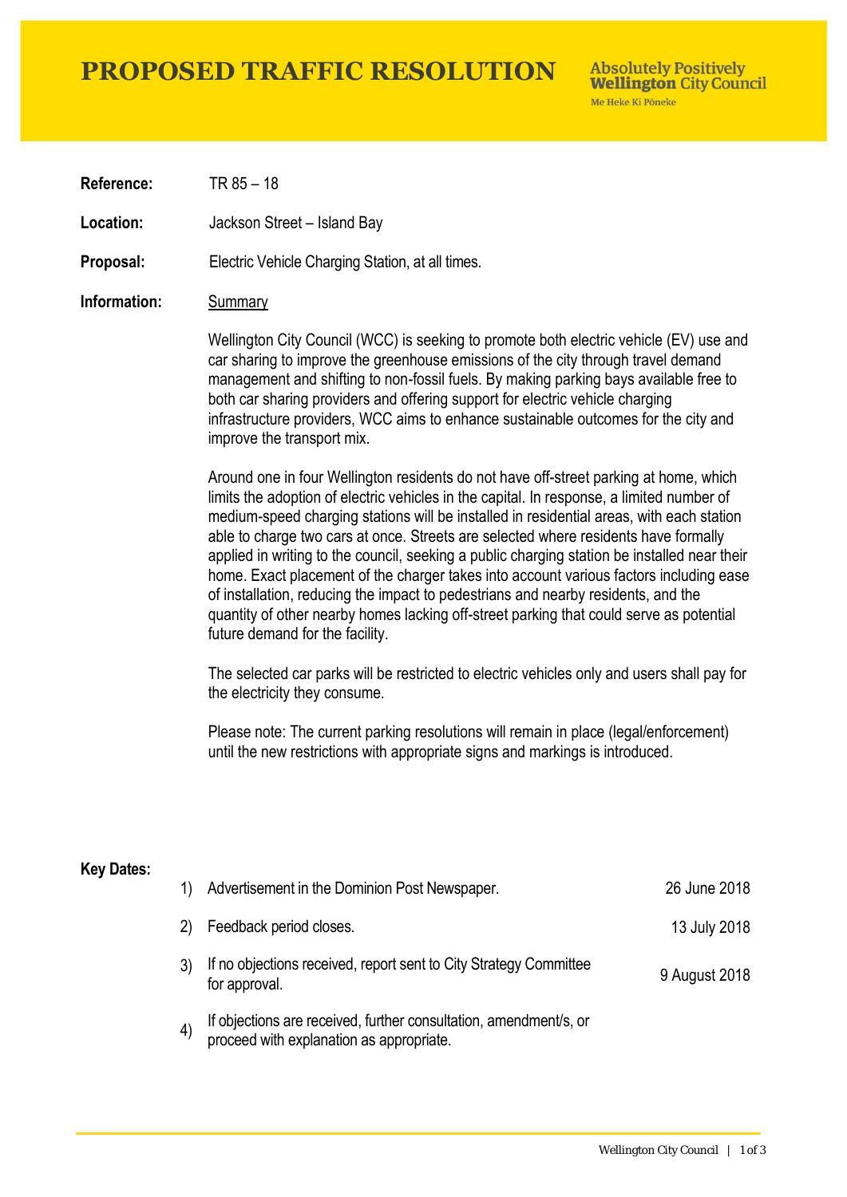# PROPOSED TRAFFIC RESOLUTION

Absolutely Positively **Wellington** City Council
Me Heke Ki Pōneke

**Reference:** TR 85 – 18

**Location:** Jackson Street – Island Bay

**Proposal:** Electric Vehicle Charging Station, at all times.

**Information:** Summary

Wellington City Council (WCC) is seeking to promote both electric vehicle (EV) use and car sharing to improve the greenhouse emissions of the city through travel demand management and shifting to non-fossil fuels. By making parking bays available free to both car sharing providers and offering support for electric vehicle charging infrastructure providers, WCC aims to enhance sustainable outcomes for the city and improve the transport mix.

Around one in four Wellington residents do not have off-street parking at home, which limits the adoption of electric vehicles in the capital. In response, a limited number of medium-speed charging stations will be installed in residential areas, with each station able to charge two cars at once. Streets are selected where residents have formally applied in writing to the council, seeking a public charging station be installed near their home. Exact placement of the charger takes into account various factors including ease of installation, reducing the impact to pedestrians and nearby residents, and the quantity of other nearby homes lacking off-street parking that could serve as potential future demand for the facility.

The selected car parks will be restricted to electric vehicles only and users shall pay for the electricity they consume.

Please note: The current parking resolutions will remain in place (legal/enforcement) until the new restrictions with appropriate signs and markings is introduced.

**Key Dates:**

1) Advertisement in the Dominion Post Newspaper. — 26 June 2018
2) Feedback period closes. — 13 July 2018
3) If no objections received, report sent to City Strategy Committee for approval. — 9 August 2018
4) If objections are received, further consultation, amendment/s, or proceed with explanation as appropriate.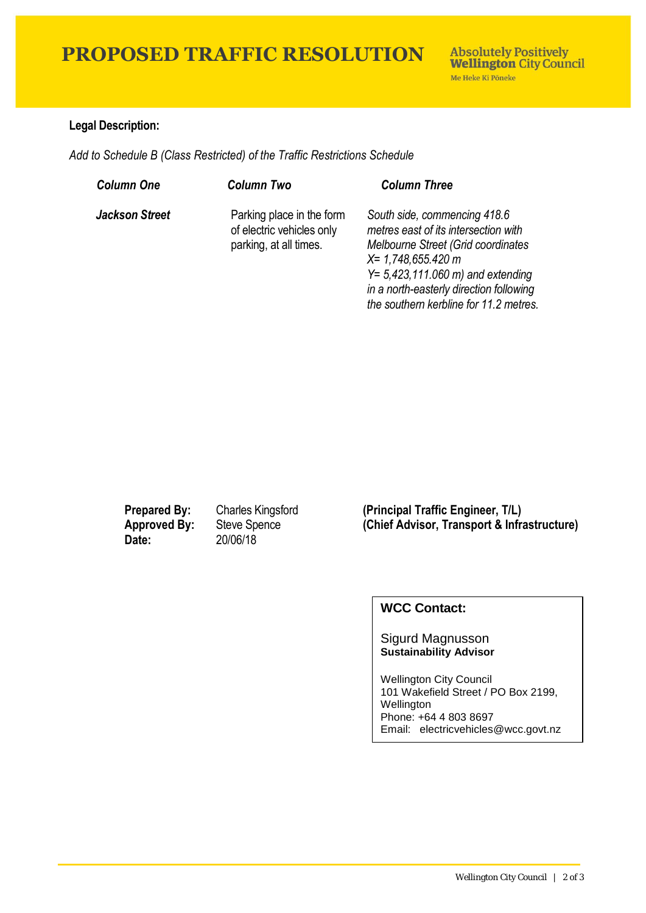# PROPOSED TRAFFIC RESOLUTION

Absolutely Positively **Wellington** City Council
Me Heke Ki Pōneke

**Legal Description:**

*Add to Schedule B (Class Restricted) of the Traffic Restrictions Schedule*

| *Column One* | *Column Two* | *Column Three* |
|---|---|---|
| ***Jackson Street*** | Parking place in the form of electric vehicles only parking, at all times. | *South side, commencing 418.6 metres east of its intersection with Melbourne Street (Grid coordinates X= 1,748,655.420 m Y= 5,423,111.060 m) and extending in a north-easterly direction following the southern kerbline for 11.2 metres.* |

**Prepared By:** Charles Kingsford **(Principal Traffic Engineer, T/L)**
**Approved By:** Steve Spence **(Chief Advisor, Transport & Infrastructure)**
**Date:** 20/06/18

**WCC Contact:**

Sigurd Magnusson
**Sustainability Advisor**

Wellington City Council
101 Wakefield Street / PO Box 2199, Wellington
Phone: +64 4 803 8697
Email: electricvehicles@wcc.govt.nz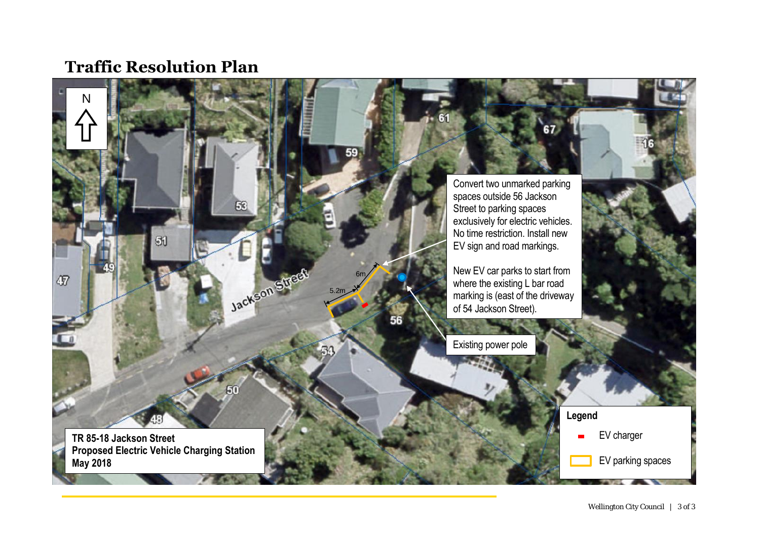# Traffic Resolution Plan

N

Convert two unmarked parking spaces outside 56 Jackson Street to parking spaces exclusively for electric vehicles. No time restriction. Install new EV sign and road markings.

New EV car parks to start from where the existing L bar road marking is (east of the driveway of 54 Jackson Street).

Existing power pole

6m

5.2m

Jackson Street

61

67

16

59

53

51

49

47

56

54

50

48

**Legend**

EV charger

EV parking spaces

**TR 85-18 Jackson Street**
**Proposed Electric Vehicle Charging Station**
**May 2018**

Wellington City Council